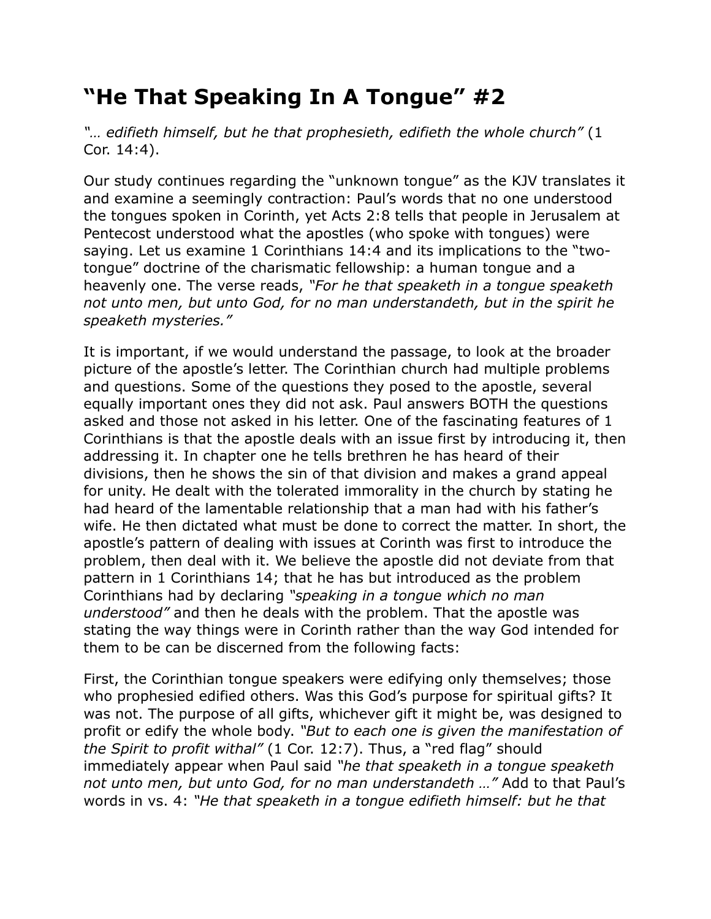# "He That Speaking In A Tongue" #2

*"… edifieth himself, but he that prophesieth, edifieth the whole church"* (1 Cor. 14:4).

Our study continues regarding the "unknown tongue" as the KJV translates it and examine a seemingly contraction: Paul's words that no one understood the tongues spoken in Corinth, yet Acts 2:8 tells that people in Jerusalem at Pentecost understood what the apostles (who spoke with tongues) were saying. Let us examine 1 Corinthians 14:4 and its implications to the "two-tongue" doctrine of the charismatic fellowship: a human tongue and a heavenly one. The verse reads, *"For he that speaketh in a tongue speaketh not unto men, but unto God, for no man understandeth, but in the spirit he speaketh mysteries."*

It is important, if we would understand the passage, to look at the broader picture of the apostle's letter. The Corinthian church had multiple problems and questions. Some of the questions they posed to the apostle, several equally important ones they did not ask. Paul answers BOTH the questions asked and those not asked in his letter. One of the fascinating features of 1 Corinthians is that the apostle deals with an issue first by introducing it, then addressing it. In chapter one he tells brethren he has heard of their divisions, then he shows the sin of that division and makes a grand appeal for unity. He dealt with the tolerated immorality in the church by stating he had heard of the lamentable relationship that a man had with his father's wife. He then dictated what must be done to correct the matter. In short, the apostle's pattern of dealing with issues at Corinth was first to introduce the problem, then deal with it. We believe the apostle did not deviate from that pattern in 1 Corinthians 14; that he has but introduced as the problem Corinthians had by declaring *"speaking in a tongue which no man understood"* and then he deals with the problem. That the apostle was stating the way things were in Corinth rather than the way God intended for them to be can be discerned from the following facts:

First, the Corinthian tongue speakers were edifying only themselves; those who prophesied edified others. Was this God's purpose for spiritual gifts? It was not. The purpose of all gifts, whichever gift it might be, was designed to profit or edify the whole body. *"But to each one is given the manifestation of the Spirit to profit withal"* (1 Cor. 12:7). Thus, a "red flag" should immediately appear when Paul said *"he that speaketh in a tongue speaketh not unto men, but unto God, for no man understandeth …"* Add to that Paul's words in vs. 4: *"He that speaketh in a tongue edifieth himself: but he that*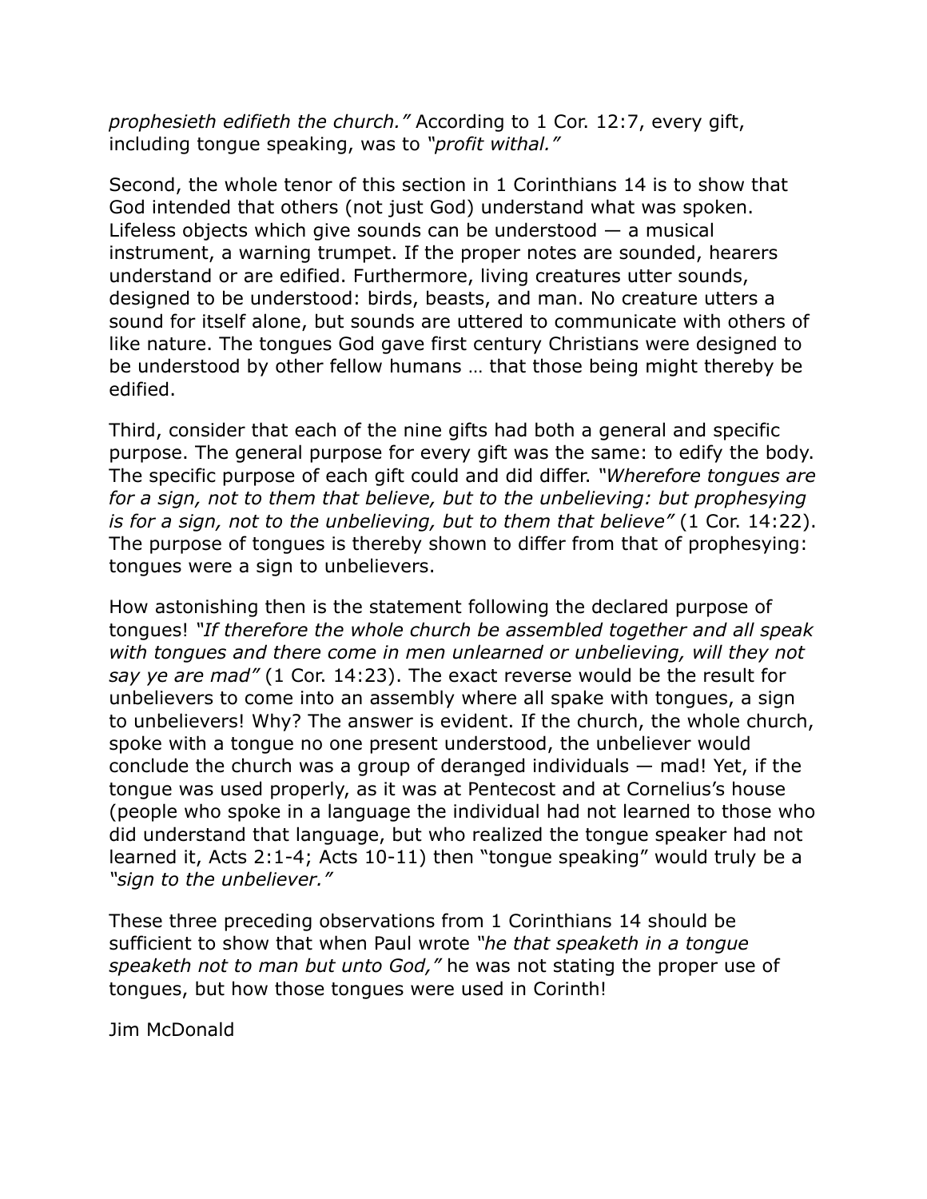*prophesieth edifieth the church."* According to 1 Cor. 12:7, every gift, including tongue speaking, was to *"profit withal."*

Second, the whole tenor of this section in 1 Corinthians 14 is to show that God intended that others (not just God) understand what was spoken. Lifeless objects which give sounds can be understood — a musical instrument, a warning trumpet. If the proper notes are sounded, hearers understand or are edified. Furthermore, living creatures utter sounds, designed to be understood: birds, beasts, and man. No creature utters a sound for itself alone, but sounds are uttered to communicate with others of like nature. The tongues God gave first century Christians were designed to be understood by other fellow humans … that those being might thereby be edified.

Third, consider that each of the nine gifts had both a general and specific purpose. The general purpose for every gift was the same: to edify the body. The specific purpose of each gift could and did differ. *"Wherefore tongues are for a sign, not to them that believe, but to the unbelieving: but prophesying is for a sign, not to the unbelieving, but to them that believe"* (1 Cor. 14:22). The purpose of tongues is thereby shown to differ from that of prophesying: tongues were a sign to unbelievers.

How astonishing then is the statement following the declared purpose of tongues! *"If therefore the whole church be assembled together and all speak with tongues and there come in men unlearned or unbelieving, will they not say ye are mad"* (1 Cor. 14:23). The exact reverse would be the result for unbelievers to come into an assembly where all spake with tongues, a sign to unbelievers! Why? The answer is evident. If the church, the whole church, spoke with a tongue no one present understood, the unbeliever would conclude the church was a group of deranged individuals — mad! Yet, if the tongue was used properly, as it was at Pentecost and at Cornelius's house (people who spoke in a language the individual had not learned to those who did understand that language, but who realized the tongue speaker had not learned it, Acts 2:1-4; Acts 10-11) then "tongue speaking" would truly be a *"sign to the unbeliever."*

These three preceding observations from 1 Corinthians 14 should be sufficient to show that when Paul wrote *"he that speaketh in a tongue speaketh not to man but unto God,"* he was not stating the proper use of tongues, but how those tongues were used in Corinth!

Jim McDonald